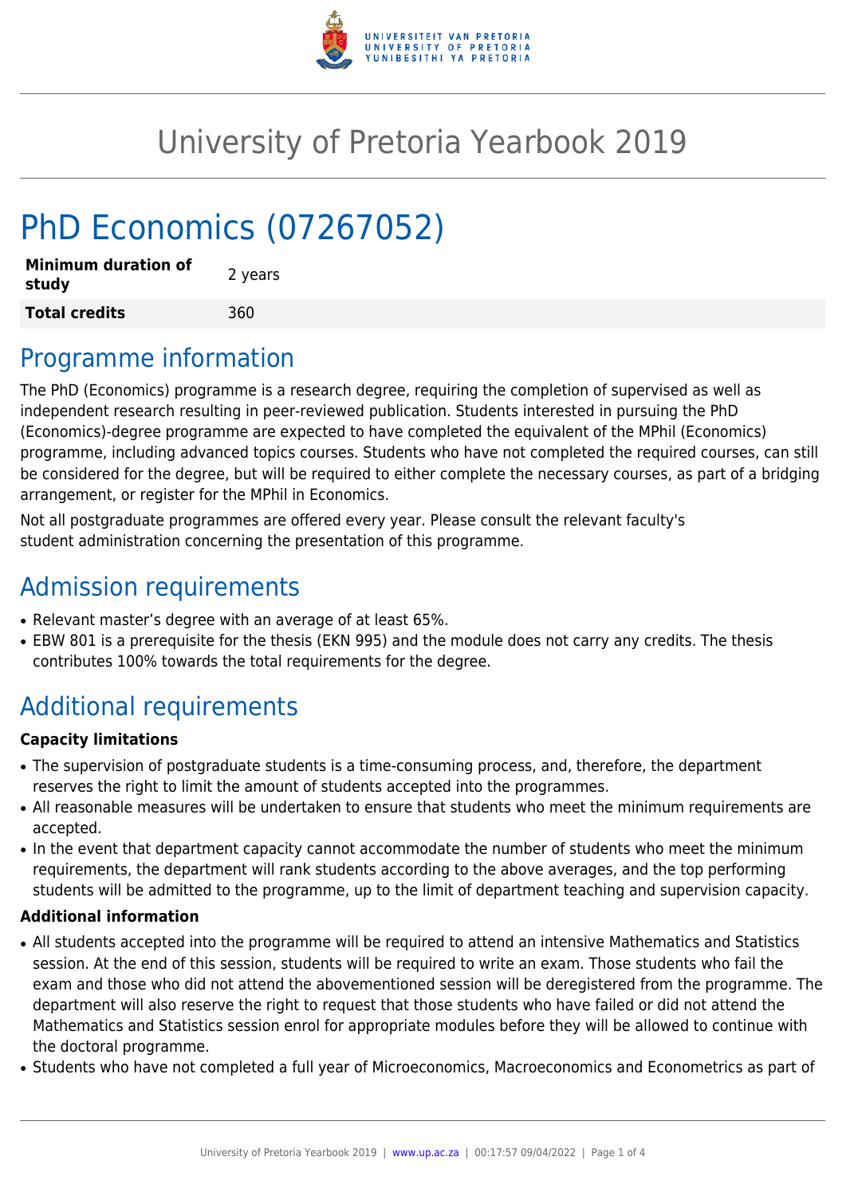# University of Pretoria Yearbook 2019

# PhD Economics (07267052)

| **Minimum duration of study** | 2 years |
|---|---|
| **Total credits** | 360 |

## Programme information

The PhD (Economics) programme is a research degree, requiring the completion of supervised as well as independent research resulting in peer-reviewed publication. Students interested in pursuing the PhD (Economics)-degree programme are expected to have completed the equivalent of the MPhil (Economics) programme, including advanced topics courses. Students who have not completed the required courses, can still be considered for the degree, but will be required to either complete the necessary courses, as part of a bridging arrangement, or register for the MPhil in Economics.

Not all postgraduate programmes are offered every year. Please consult the relevant faculty's student administration concerning the presentation of this programme.

## Admission requirements

- Relevant master's degree with an average of at least 65%.
- EBW 801 is a prerequisite for the thesis (EKN 995) and the module does not carry any credits. The thesis contributes 100% towards the total requirements for the degree.

## Additional requirements

### Capacity limitations

- The supervision of postgraduate students is a time-consuming process, and, therefore, the department reserves the right to limit the amount of students accepted into the programmes.
- All reasonable measures will be undertaken to ensure that students who meet the minimum requirements are accepted.
- In the event that department capacity cannot accommodate the number of students who meet the minimum requirements, the department will rank students according to the above averages, and the top performing students will be admitted to the programme, up to the limit of department teaching and supervision capacity.

### Additional information

- All students accepted into the programme will be required to attend an intensive Mathematics and Statistics session. At the end of this session, students will be required to write an exam. Those students who fail the exam and those who did not attend the abovementioned session will be deregistered from the programme. The department will also reserve the right to request that those students who have failed or did not attend the Mathematics and Statistics session enrol for appropriate modules before they will be allowed to continue with the doctoral programme.
- Students who have not completed a full year of Microeconomics, Macroeconomics and Econometrics as part of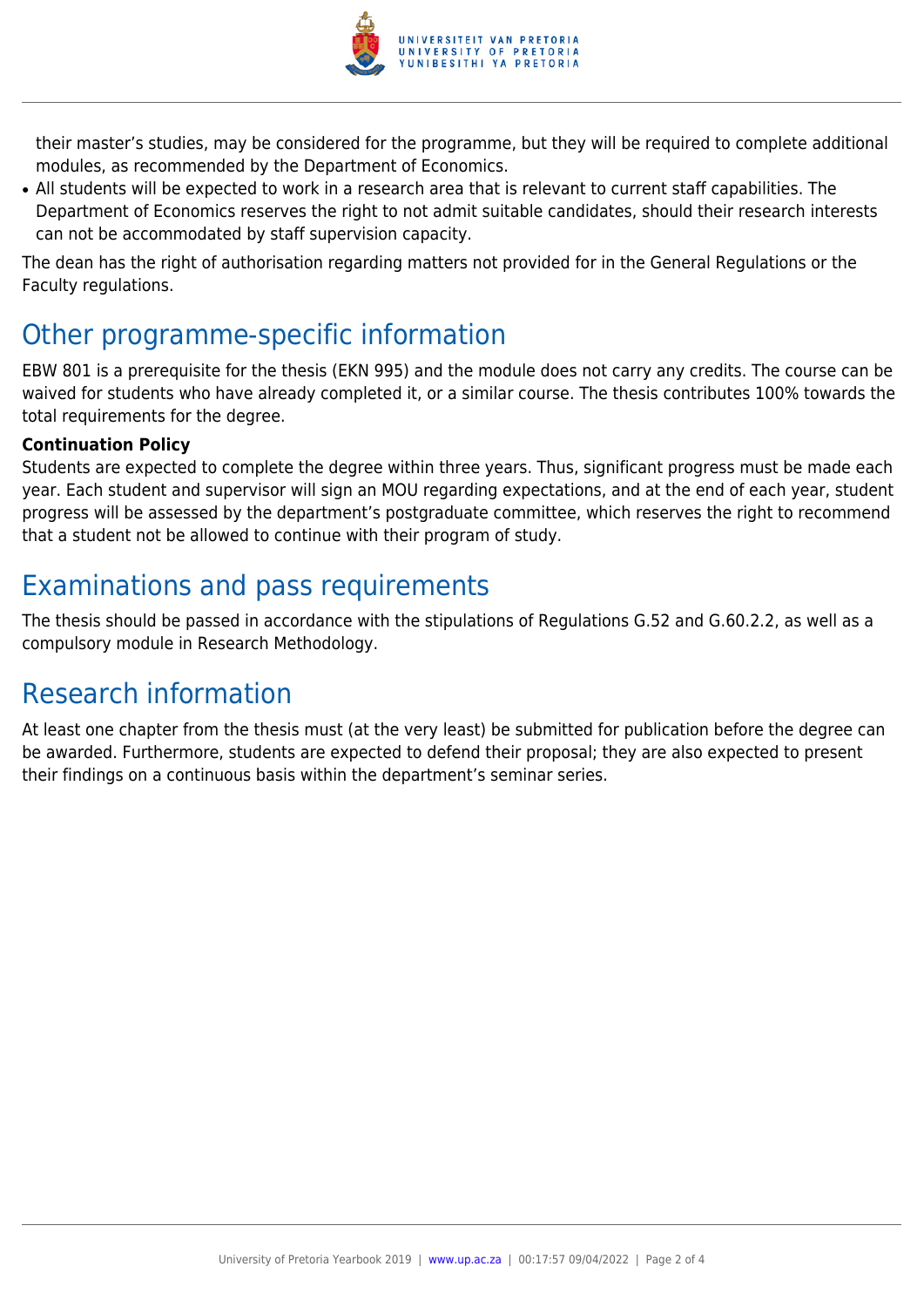their master's studies, may be considered for the programme, but they will be required to complete additional modules, as recommended by the Department of Economics.

- All students will be expected to work in a research area that is relevant to current staff capabilities. The Department of Economics reserves the right to not admit suitable candidates, should their research interests can not be accommodated by staff supervision capacity.

The dean has the right of authorisation regarding matters not provided for in the General Regulations or the Faculty regulations.

## Other programme-specific information

EBW 801 is a prerequisite for the thesis (EKN 995) and the module does not carry any credits. The course can be waived for students who have already completed it, or a similar course. The thesis contributes 100% towards the total requirements for the degree.

**Continuation Policy**
Students are expected to complete the degree within three years. Thus, significant progress must be made each year. Each student and supervisor will sign an MOU regarding expectations, and at the end of each year, student progress will be assessed by the department's postgraduate committee, which reserves the right to recommend that a student not be allowed to continue with their program of study.

## Examinations and pass requirements

The thesis should be passed in accordance with the stipulations of Regulations G.52 and G.60.2.2, as well as a compulsory module in Research Methodology.

## Research information

At least one chapter from the thesis must (at the very least) be submitted for publication before the degree can be awarded. Furthermore, students are expected to defend their proposal; they are also expected to present their findings on a continuous basis within the department's seminar series.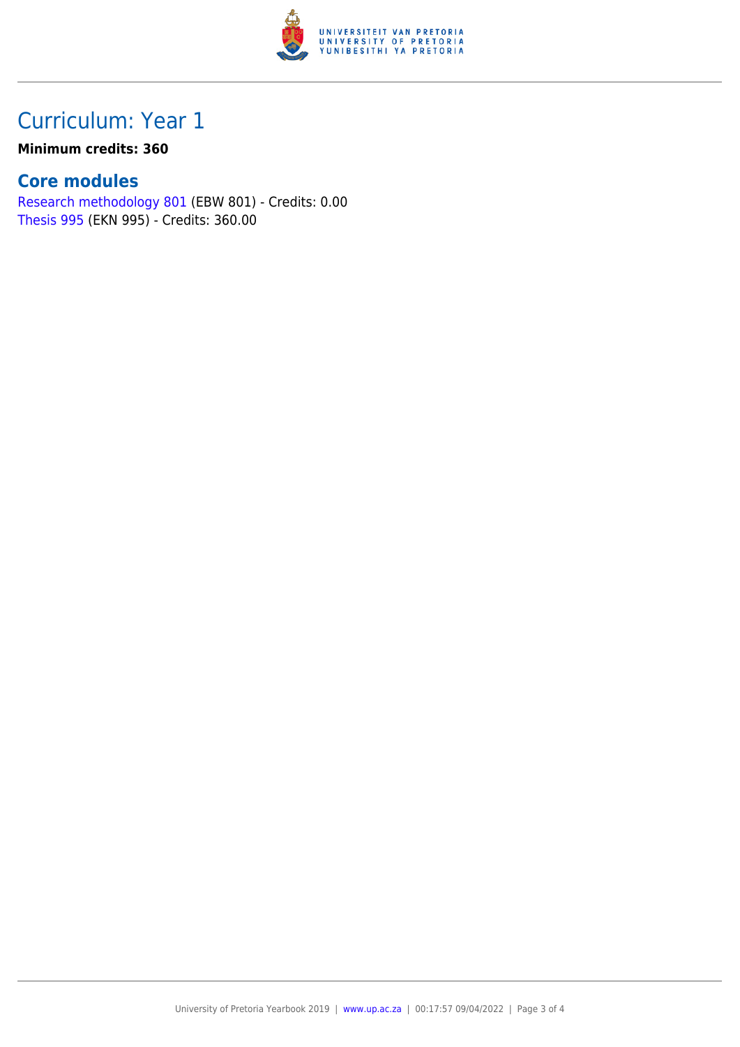# Curriculum: Year 1

**Minimum credits: 360**

## Core modules

Research methodology 801 (EBW 801) - Credits: 0.00
Thesis 995 (EKN 995) - Credits: 360.00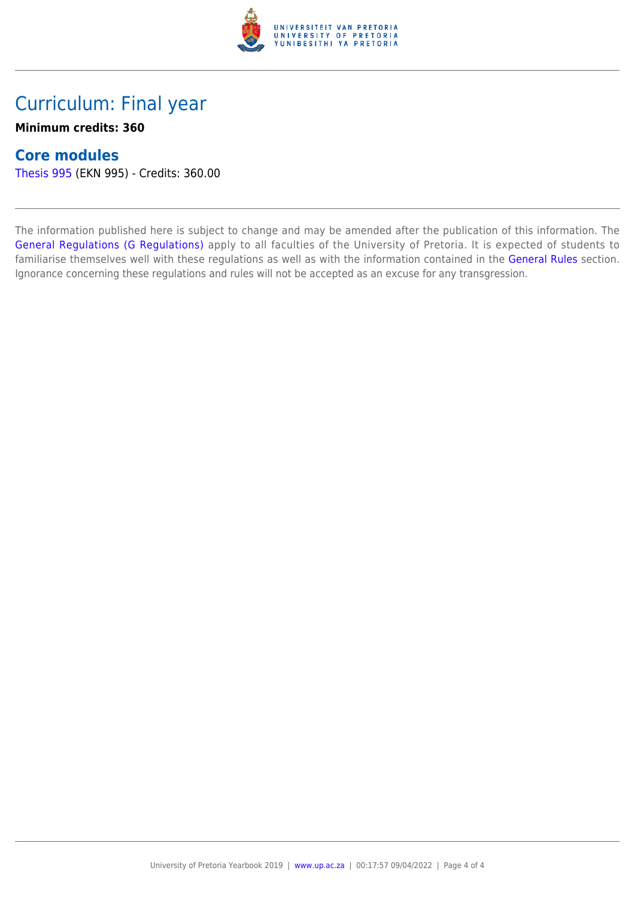## Curriculum: Final year

**Minimum credits: 360**

### Core modules

Thesis 995 (EKN 995) - Credits: 360.00

The information published here is subject to change and may be amended after the publication of this information. The General Regulations (G Regulations) apply to all faculties of the University of Pretoria. It is expected of students to familiarise themselves well with these regulations as well as with the information contained in the General Rules section. Ignorance concerning these regulations and rules will not be accepted as an excuse for any transgression.